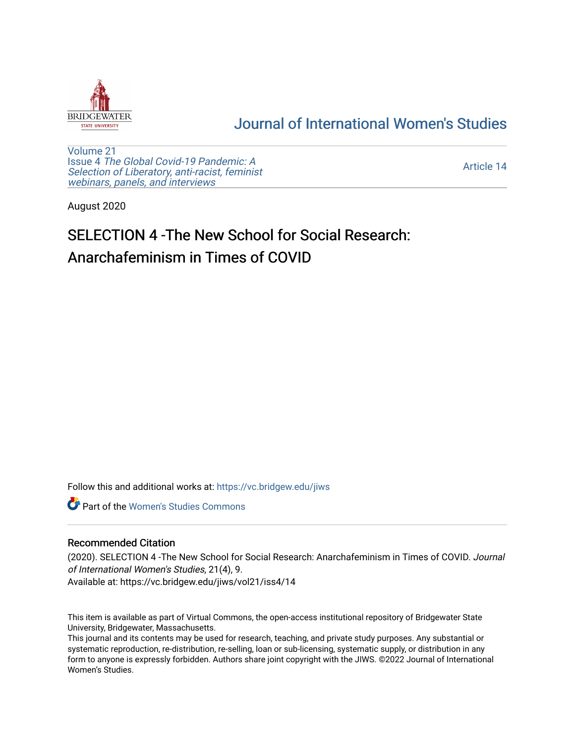BRIDGEWATER STATE UNIVERSITY

# Journal of International Women's Studies

Volume 21
Issue 4 *The Global Covid-19 Pandemic: A Selection of Liberatory, anti-racist, feminist webinars, panels, and interviews*

Article 14

August 2020

# SELECTION 4 -The New School for Social Research: Anarchafeminism in Times of COVID

Follow this and additional works at: https://vc.bridgew.edu/jiws

Part of the Women's Studies Commons

## Recommended Citation

(2020). SELECTION 4 -The New School for Social Research: Anarchafeminism in Times of COVID. *Journal of International Women's Studies*, 21(4), 9.
Available at: https://vc.bridgew.edu/jiws/vol21/iss4/14

This item is available as part of Virtual Commons, the open-access institutional repository of Bridgewater State University, Bridgewater, Massachusetts.
This journal and its contents may be used for research, teaching, and private study purposes. Any substantial or systematic reproduction, re-distribution, re-selling, loan or sub-licensing, systematic supply, or distribution in any form to anyone is expressly forbidden. Authors share joint copyright with the JIWS. ©2022 Journal of International Women's Studies.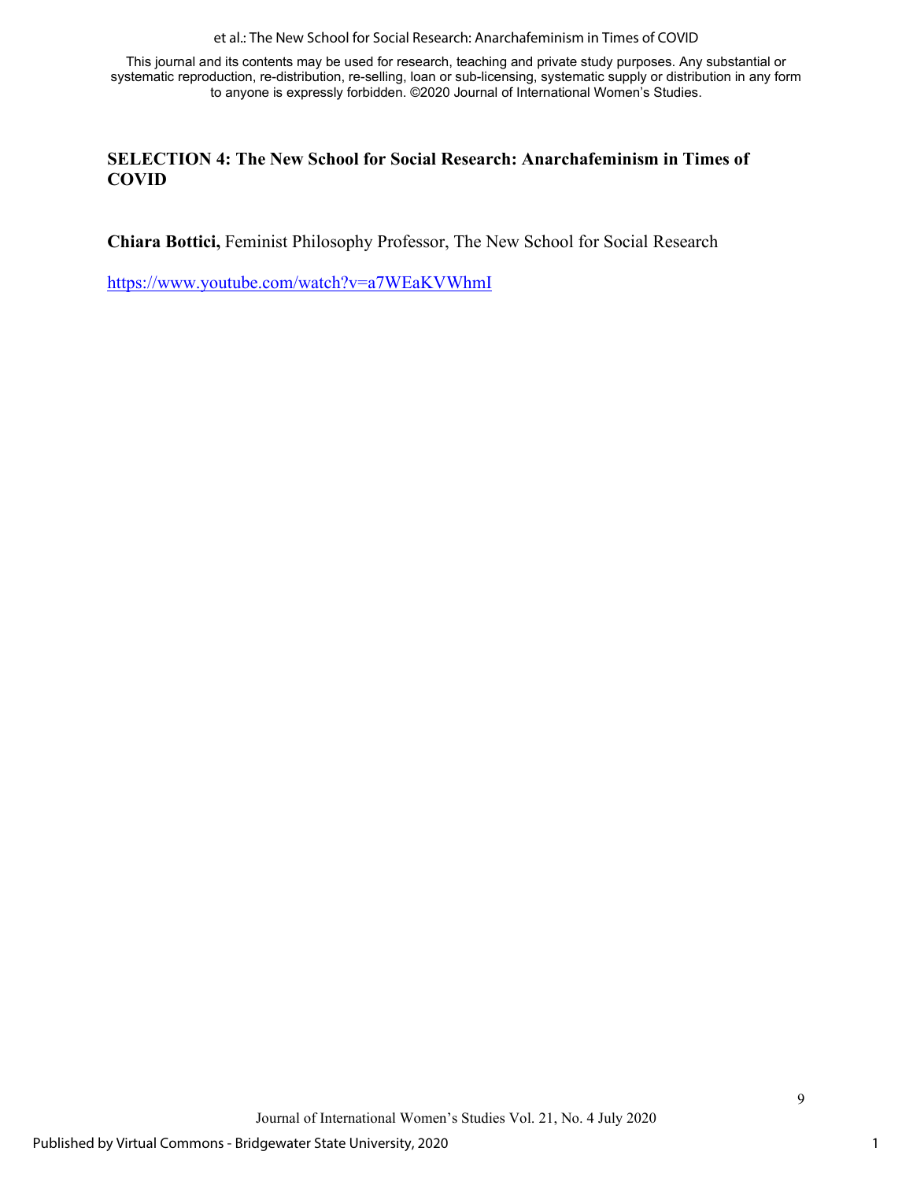This journal and its contents may be used for research, teaching and private study purposes. Any substantial or systematic reproduction, re-distribution, re-selling, loan or sub-licensing, systematic supply or distribution in any form to anyone is expressly forbidden. ©2020 Journal of International Women's Studies.

## SELECTION 4: The New School for Social Research: Anarchafeminism in Times of COVID

**Chiara Bottici,** Feminist Philosophy Professor, The New School for Social Research

https://www.youtube.com/watch?v=a7WEaKVWhmI